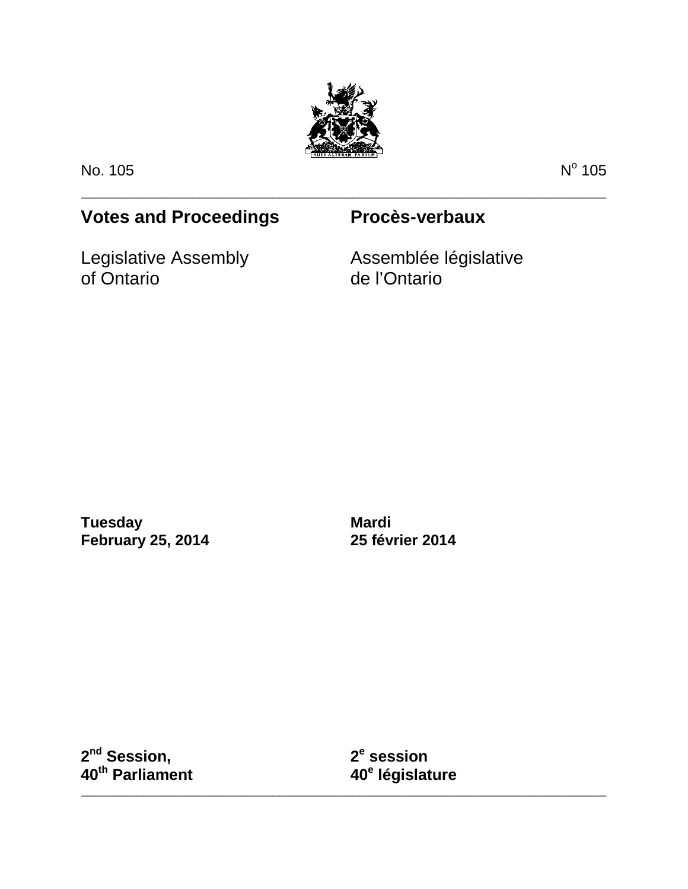No. 105

Nº 105

# Votes and Proceedings

Legislative Assembly
of Ontario

# Procès-verbaux

Assemblée législative
de l'Ontario

**Tuesday**
**February 25, 2014**

**Mardi**
**25 février 2014**

**2nd Session,**
**40th Parliament**

**2e session**
**40e législature**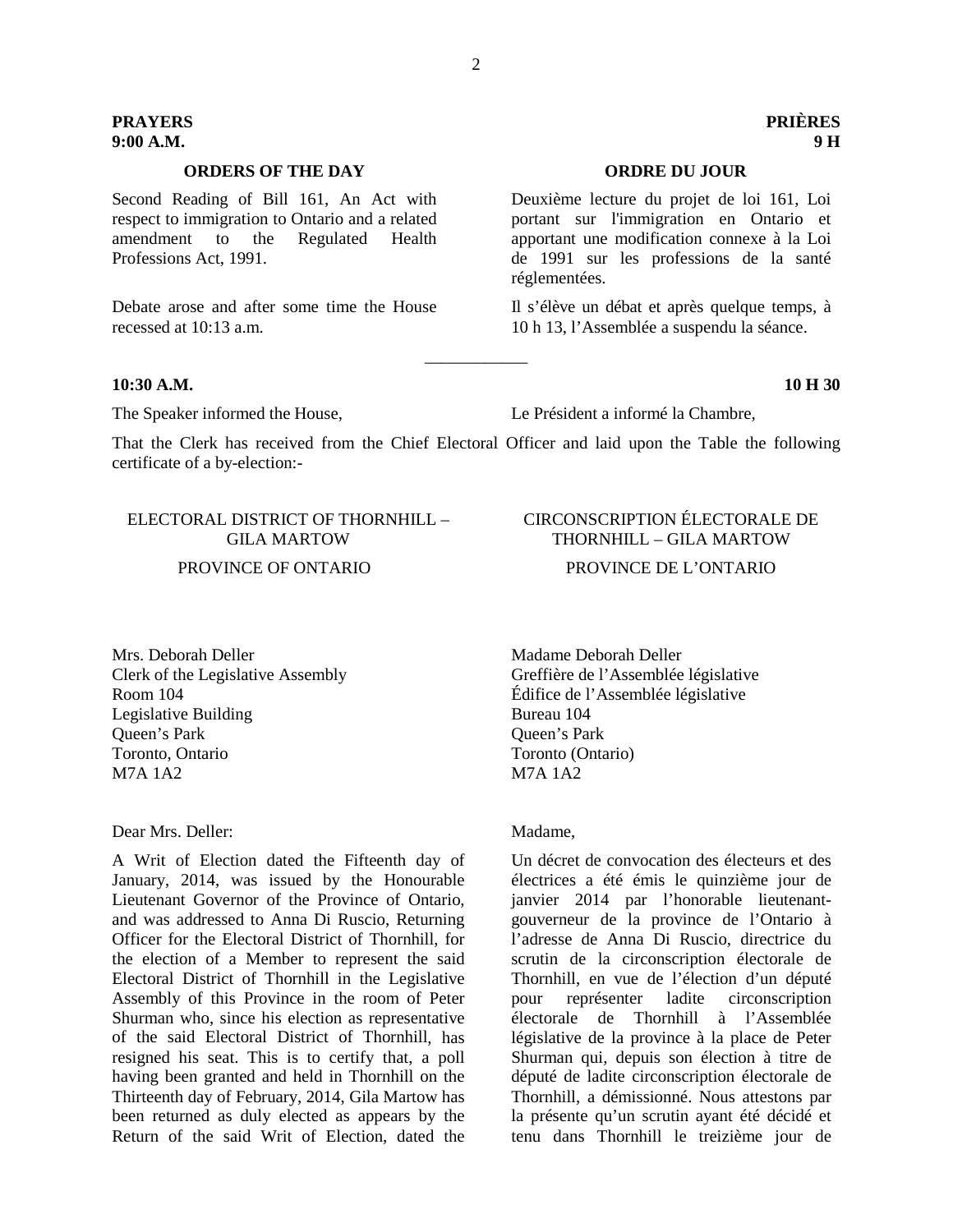**PRAYERS**
**9:00 A.M.**

**PRIÈRES**
**9 H**

**ORDERS OF THE DAY**

Second Reading of Bill 161, An Act with respect to immigration to Ontario and a related amendment to the Regulated Health Professions Act, 1991.

Debate arose and after some time the House recessed at 10:13 a.m.

**ORDRE DU JOUR**

Deuxième lecture du projet de loi 161, Loi portant sur l'immigration en Ontario et apportant une modification connexe à la Loi de 1991 sur les professions de la santé réglementées.

Il s'élève un débat et après quelque temps, à 10 h 13, l'Assemblée a suspendu la séance.

---

**10:30 A.M.**

**10 H 30**

The Speaker informed the House,

Le Président a informé la Chambre,

That the Clerk has received from the Chief Electoral Officer and laid upon the Table the following certificate of a by-election:-

ELECTORAL DISTRICT OF THORNHILL – GILA MARTOW

PROVINCE OF ONTARIO

CIRCONSCRIPTION ÉLECTORALE DE THORNHILL – GILA MARTOW

PROVINCE DE L'ONTARIO

Mrs. Deborah Deller
Clerk of the Legislative Assembly
Room 104
Legislative Building
Queen's Park
Toronto, Ontario
M7A 1A2

Dear Mrs. Deller:

A Writ of Election dated the Fifteenth day of January, 2014, was issued by the Honourable Lieutenant Governor of the Province of Ontario, and was addressed to Anna Di Ruscio, Returning Officer for the Electoral District of Thornhill, for the election of a Member to represent the said Electoral District of Thornhill in the Legislative Assembly of this Province in the room of Peter Shurman who, since his election as representative of the said Electoral District of Thornhill, has resigned his seat. This is to certify that, a poll having been granted and held in Thornhill on the Thirteenth day of February, 2014, Gila Martow has been returned as duly elected as appears by the Return of the said Writ of Election, dated the

Madame Deborah Deller
Greffière de l'Assemblée législative
Édifice de l'Assemblée législative
Bureau 104
Queen's Park
Toronto (Ontario)
M7A 1A2

Madame,

Un décret de convocation des électeurs et des électrices a été émis le quinzième jour de janvier 2014 par l'honorable lieutenant-gouverneur de la province de l'Ontario à l'adresse de Anna Di Ruscio, directrice du scrutin de la circonscription électorale de Thornhill, en vue de l'élection d'un député pour représenter ladite circonscription électorale de Thornhill à l'Assemblée législative de la province à la place de Peter Shurman qui, depuis son élection à titre de député de ladite circonscription électorale de Thornhill, a démissionné. Nous attestons par la présente qu'un scrutin ayant été décidé et tenu dans Thornhill le treizième jour de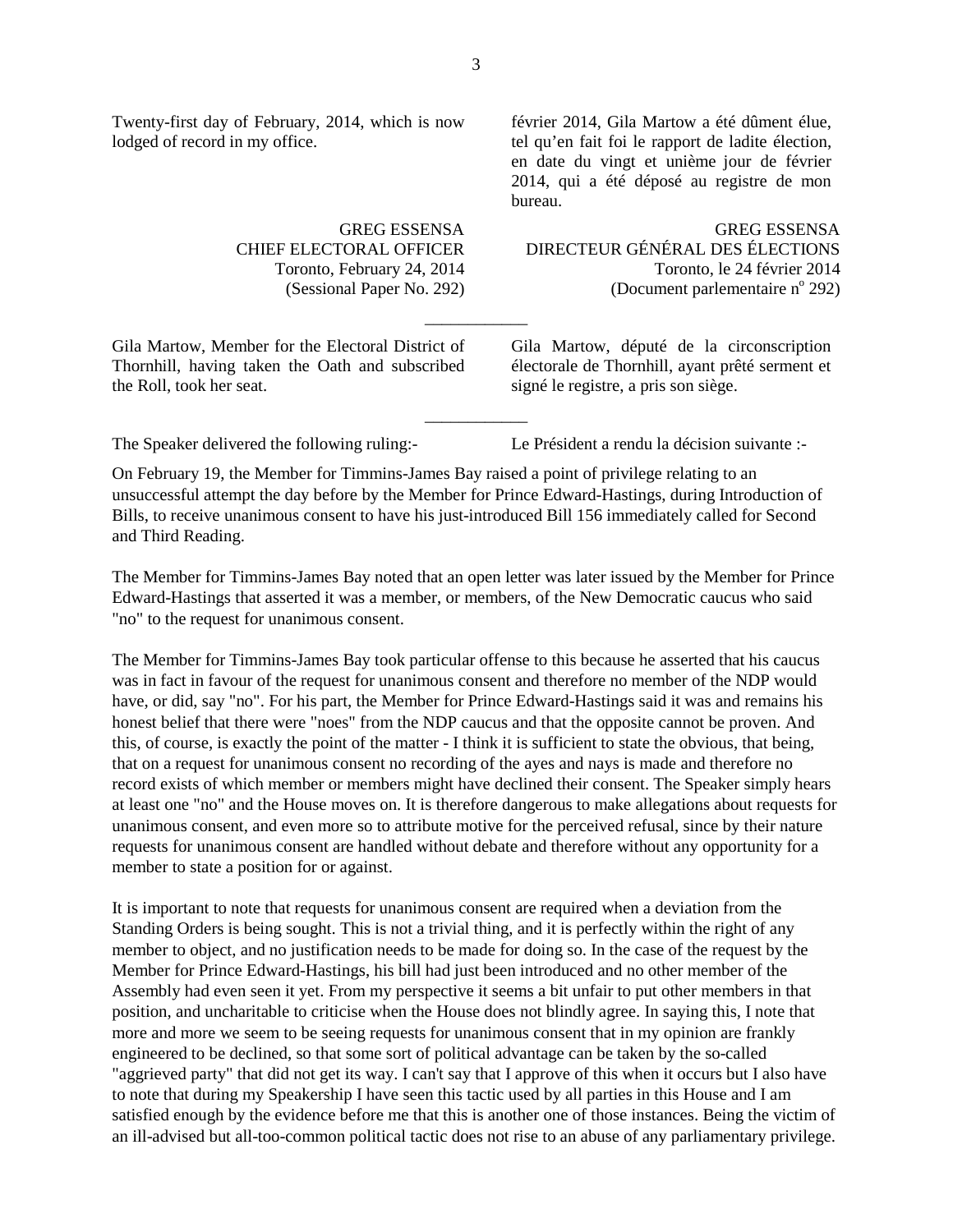Twenty-first day of February, 2014, which is now lodged of record in my office.

GREG ESSENSA
CHIEF ELECTORAL OFFICER
Toronto, February 24, 2014
(Sessional Paper No. 292)

février 2014, Gila Martow a été dûment élue, tel qu'en fait foi le rapport de ladite élection, en date du vingt et unième jour de février 2014, qui a été déposé au registre de mon bureau.

GREG ESSENSA
DIRECTEUR GÉNÉRAL DES ÉLECTIONS
Toronto, le 24 février 2014
(Document parlementaire n° 292)

---

Gila Martow, Member for the Electoral District of Thornhill, having taken the Oath and subscribed the Roll, took her seat.

Gila Martow, député de la circonscription électorale de Thornhill, ayant prêté serment et signé le registre, a pris son siège.

---

The Speaker delivered the following ruling:-

Le Président a rendu la décision suivante :-

On February 19, the Member for Timmins-James Bay raised a point of privilege relating to an unsuccessful attempt the day before by the Member for Prince Edward-Hastings, during Introduction of Bills, to receive unanimous consent to have his just-introduced Bill 156 immediately called for Second and Third Reading.

The Member for Timmins-James Bay noted that an open letter was later issued by the Member for Prince Edward-Hastings that asserted it was a member, or members, of the New Democratic caucus who said "no" to the request for unanimous consent.

The Member for Timmins-James Bay took particular offense to this because he asserted that his caucus was in fact in favour of the request for unanimous consent and therefore no member of the NDP would have, or did, say "no". For his part, the Member for Prince Edward-Hastings said it was and remains his honest belief that there were "noes" from the NDP caucus and that the opposite cannot be proven. And this, of course, is exactly the point of the matter - I think it is sufficient to state the obvious, that being, that on a request for unanimous consent no recording of the ayes and nays is made and therefore no record exists of which member or members might have declined their consent. The Speaker simply hears at least one "no" and the House moves on. It is therefore dangerous to make allegations about requests for unanimous consent, and even more so to attribute motive for the perceived refusal, since by their nature requests for unanimous consent are handled without debate and therefore without any opportunity for a member to state a position for or against.

It is important to note that requests for unanimous consent are required when a deviation from the Standing Orders is being sought. This is not a trivial thing, and it is perfectly within the right of any member to object, and no justification needs to be made for doing so. In the case of the request by the Member for Prince Edward-Hastings, his bill had just been introduced and no other member of the Assembly had even seen it yet. From my perspective it seems a bit unfair to put other members in that position, and uncharitable to criticise when the House does not blindly agree. In saying this, I note that more and more we seem to be seeing requests for unanimous consent that in my opinion are frankly engineered to be declined, so that some sort of political advantage can be taken by the so-called "aggrieved party" that did not get its way. I can't say that I approve of this when it occurs but I also have to note that during my Speakership I have seen this tactic used by all parties in this House and I am satisfied enough by the evidence before me that this is another one of those instances. Being the victim of an ill-advised but all-too-common political tactic does not rise to an abuse of any parliamentary privilege.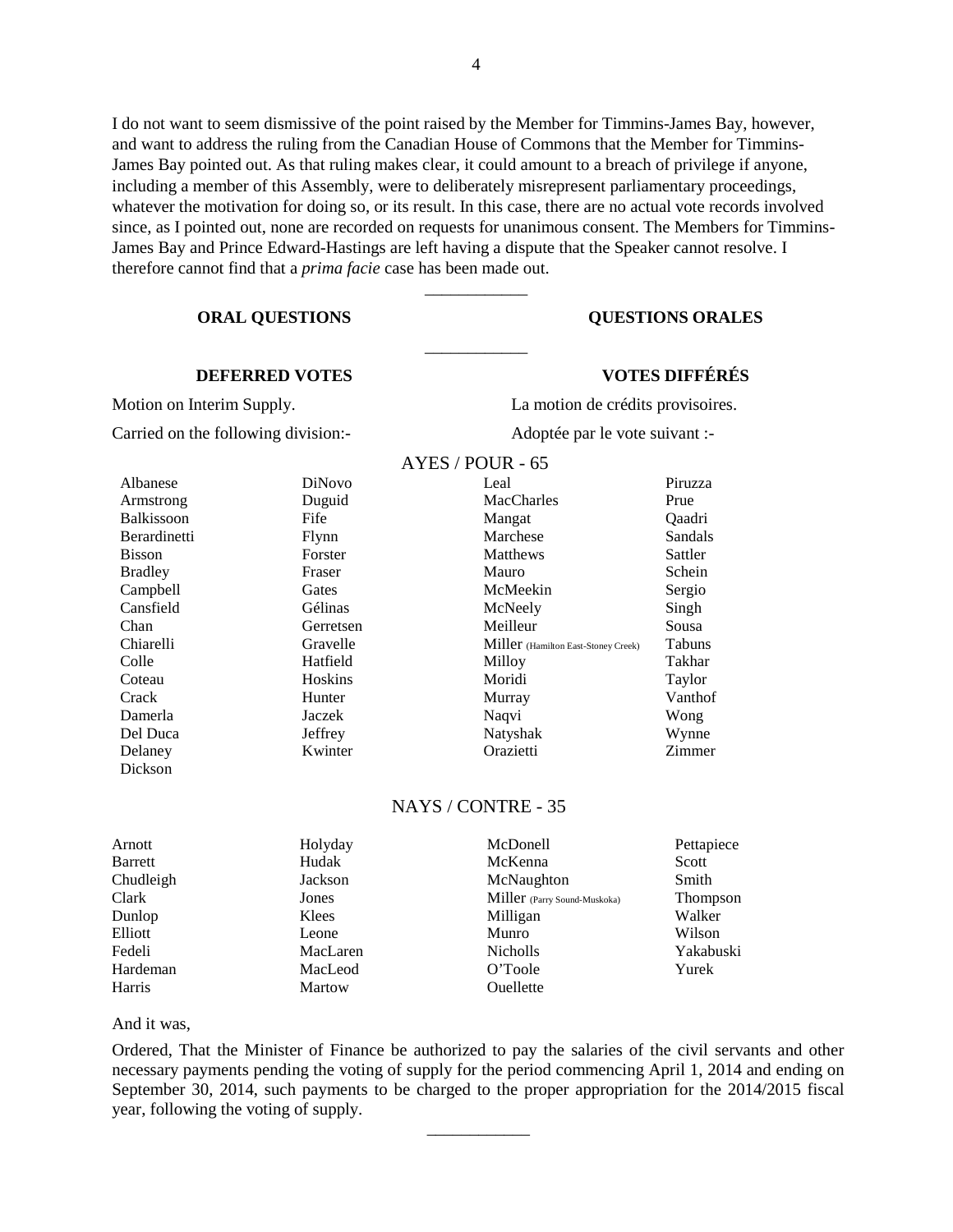I do not want to seem dismissive of the point raised by the Member for Timmins-James Bay, however, and want to address the ruling from the Canadian House of Commons that the Member for Timmins-James Bay pointed out. As that ruling makes clear, it could amount to a breach of privilege if anyone, including a member of this Assembly, were to deliberately misrepresent parliamentary proceedings, whatever the motivation for doing so, or its result. In this case, there are no actual vote records involved since, as I pointed out, none are recorded on requests for unanimous consent. The Members for Timmins-James Bay and Prince Edward-Hastings are left having a dispute that the Speaker cannot resolve. I therefore cannot find that a *prima facie* case has been made out.

___________

**ORAL QUESTIONS** / **QUESTIONS ORALES**

___________

**DEFERRED VOTES** / **VOTES DIFFÉRÉS**

Motion on Interim Supply. / La motion de crédits provisoires.

Carried on the following division:- / Adoptée par le vote suivant :-

AYES / POUR - 65

| | | | |
|---|---|---|---|
| Albanese | DiNovo | Leal | Piruzza |
| Armstrong | Duguid | MacCharles | Prue |
| Balkissoon | Fife | Mangat | Qaadri |
| Berardinetti | Flynn | Marchese | Sandals |
| Bisson | Forster | Matthews | Sattler |
| Bradley | Fraser | Mauro | Schein |
| Campbell | Gates | McMeekin | Sergio |
| Cansfield | Gélinas | McNeely | Singh |
| Chan | Gerretsen | Meilleur | Sousa |
| Chiarelli | Gravelle | Miller (Hamilton East-Stoney Creek) | Tabuns |
| Colle | Hatfield | Milloy | Takhar |
| Coteau | Hoskins | Moridi | Taylor |
| Crack | Hunter | Murray | Vanthof |
| Damerla | Jaczek | Naqvi | Wong |
| Del Duca | Jeffrey | Natyshak | Wynne |
| Delaney | Kwinter | Orazietti | Zimmer |
| Dickson | | | |

NAYS / CONTRE - 35

| | | | |
|---|---|---|---|
| Arnott | Holyday | McDonell | Pettapiece |
| Barrett | Hudak | McKenna | Scott |
| Chudleigh | Jackson | McNaughton | Smith |
| Clark | Jones | Miller (Parry Sound-Muskoka) | Thompson |
| Dunlop | Klees | Milligan | Walker |
| Elliott | Leone | Munro | Wilson |
| Fedeli | MacLaren | Nicholls | Yakabuski |
| Hardeman | MacLeod | O'Toole | Yurek |
| Harris | Martow | Ouellette | |

And it was,

Ordered, That the Minister of Finance be authorized to pay the salaries of the civil servants and other necessary payments pending the voting of supply for the period commencing April 1, 2014 and ending on September 30, 2014, such payments to be charged to the proper appropriation for the 2014/2015 fiscal year, following the voting of supply.

___________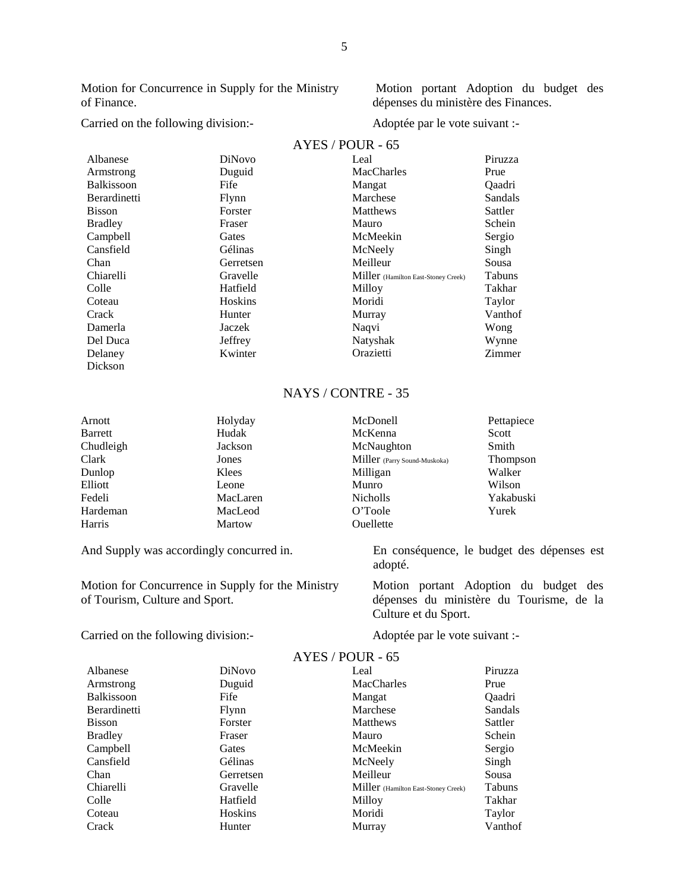Motion for Concurrence in Supply for the Ministry of Finance.

Motion portant Adoption du budget des dépenses du ministère des Finances.

Carried on the following division:-

Adoptée par le vote suivant :-

AYES / POUR - 65

| | | | |
|---|---|---|---|
| Albanese | DiNovo | Leal | Piruzza |
| Armstrong | Duguid | MacCharles | Prue |
| Balkissoon | Fife | Mangat | Qaadri |
| Berardinetti | Flynn | Marchese | Sandals |
| Bisson | Forster | Matthews | Sattler |
| Bradley | Fraser | Mauro | Schein |
| Campbell | Gates | McMeekin | Sergio |
| Cansfield | Gélinas | McNeely | Singh |
| Chan | Gerretsen | Meilleur | Sousa |
| Chiarelli | Gravelle | Miller (Hamilton East-Stoney Creek) | Tabuns |
| Colle | Hatfield | Milloy | Takhar |
| Coteau | Hoskins | Moridi | Taylor |
| Crack | Hunter | Murray | Vanthof |
| Damerla | Jaczek | Naqvi | Wong |
| Del Duca | Jeffrey | Natyshak | Wynne |
| Delaney | Kwinter | Orazietti | Zimmer |
| Dickson | | | |

NAYS / CONTRE - 35

| | | | |
|---|---|---|---|
| Arnott | Holyday | McDonell | Pettapiece |
| Barrett | Hudak | McKenna | Scott |
| Chudleigh | Jackson | McNaughton | Smith |
| Clark | Jones | Miller (Parry Sound-Muskoka) | Thompson |
| Dunlop | Klees | Milligan | Walker |
| Elliott | Leone | Munro | Wilson |
| Fedeli | MacLaren | Nicholls | Yakabuski |
| Hardeman | MacLeod | O'Toole | Yurek |
| Harris | Martow | Ouellette | |

And Supply was accordingly concurred in.

En conséquence, le budget des dépenses est adopté.

Motion for Concurrence in Supply for the Ministry of Tourism, Culture and Sport.

Motion portant Adoption du budget des dépenses du ministère du Tourisme, de la Culture et du Sport.

Carried on the following division:-

Adoptée par le vote suivant :-

AYES / POUR - 65

| | | | |
|---|---|---|---|
| Albanese | DiNovo | Leal | Piruzza |
| Armstrong | Duguid | MacCharles | Prue |
| Balkissoon | Fife | Mangat | Qaadri |
| Berardinetti | Flynn | Marchese | Sandals |
| Bisson | Forster | Matthews | Sattler |
| Bradley | Fraser | Mauro | Schein |
| Campbell | Gates | McMeekin | Sergio |
| Cansfield | Gélinas | McNeely | Singh |
| Chan | Gerretsen | Meilleur | Sousa |
| Chiarelli | Gravelle | Miller (Hamilton East-Stoney Creek) | Tabuns |
| Colle | Hatfield | Milloy | Takhar |
| Coteau | Hoskins | Moridi | Taylor |
| Crack | Hunter | Murray | Vanthof |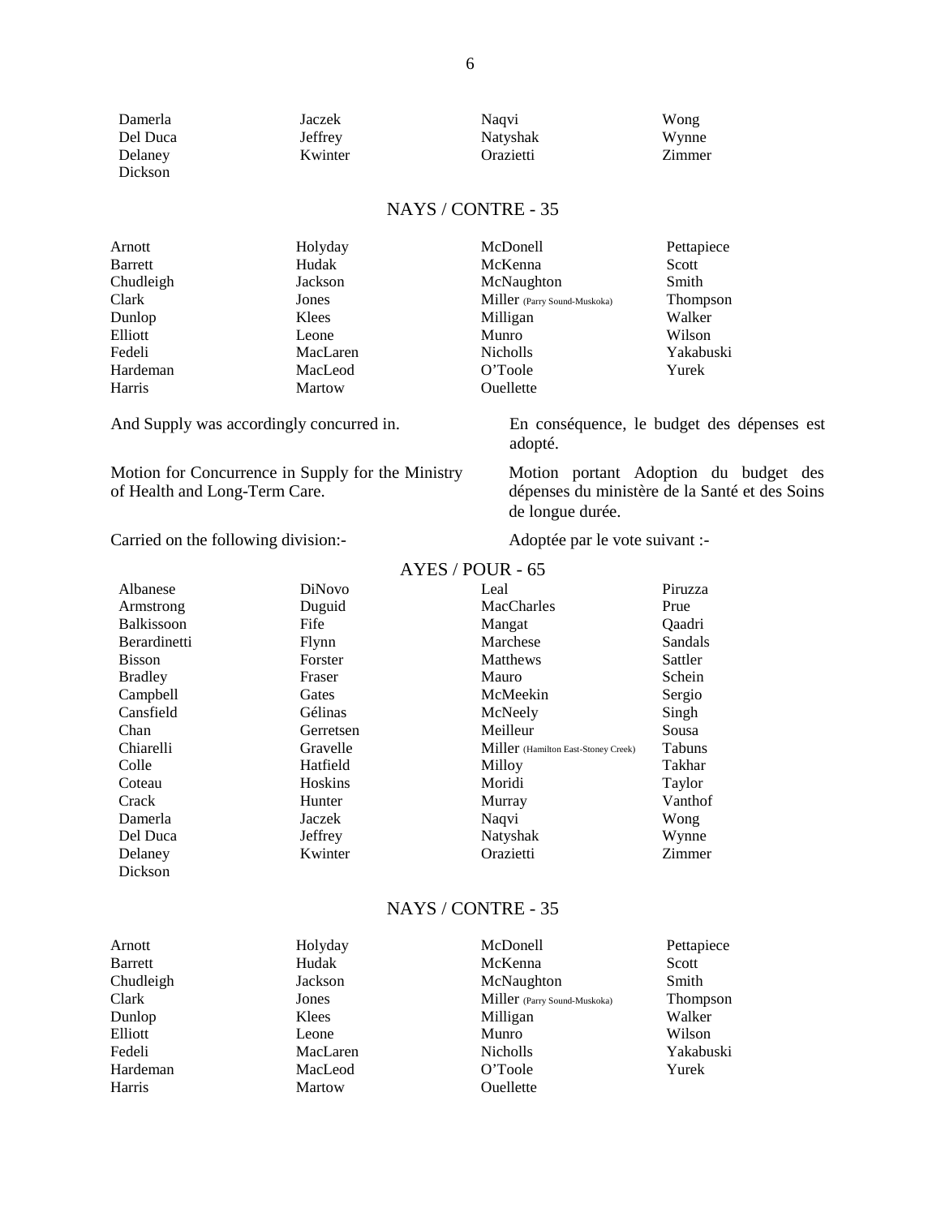| | | | |
|---|---|---|---|
| Damerla | Jaczek | Naqvi | Wong |
| Del Duca | Jeffrey | Natyshak | Wynne |
| Delaney | Kwinter | Orazietti | Zimmer |
| Dickson | | | |

NAYS / CONTRE - 35

| | | | |
|---|---|---|---|
| Arnott | Holyday | McDonell | Pettapiece |
| Barrett | Hudak | McKenna | Scott |
| Chudleigh | Jackson | McNaughton | Smith |
| Clark | Jones | Miller (Parry Sound-Muskoka) | Thompson |
| Dunlop | Klees | Milligan | Walker |
| Elliott | Leone | Munro | Wilson |
| Fedeli | MacLaren | Nicholls | Yakabuski |
| Hardeman | MacLeod | O'Toole | Yurek |
| Harris | Martow | Ouellette | |

And Supply was accordingly concurred in.

En conséquence, le budget des dépenses est adopté.

Motion for Concurrence in Supply for the Ministry of Health and Long-Term Care.

Motion portant Adoption du budget des dépenses du ministère de la Santé et des Soins de longue durée.

Carried on the following division:-

Adoptée par le vote suivant :-

AYES / POUR - 65

| | | | |
|---|---|---|---|
| Albanese | DiNovo | Leal | Piruzza |
| Armstrong | Duguid | MacCharles | Prue |
| Balkissoon | Fife | Mangat | Qaadri |
| Berardinetti | Flynn | Marchese | Sandals |
| Bisson | Forster | Matthews | Sattler |
| Bradley | Fraser | Mauro | Schein |
| Campbell | Gates | McMeekin | Sergio |
| Cansfield | Gélinas | McNeely | Singh |
| Chan | Gerretsen | Meilleur | Sousa |
| Chiarelli | Gravelle | Miller (Hamilton East-Stoney Creek) | Tabuns |
| Colle | Hatfield | Milloy | Takhar |
| Coteau | Hoskins | Moridi | Taylor |
| Crack | Hunter | Murray | Vanthof |
| Damerla | Jaczek | Naqvi | Wong |
| Del Duca | Jeffrey | Natyshak | Wynne |
| Delaney | Kwinter | Orazietti | Zimmer |
| Dickson | | | |

NAYS / CONTRE - 35

| | | | |
|---|---|---|---|
| Arnott | Holyday | McDonell | Pettapiece |
| Barrett | Hudak | McKenna | Scott |
| Chudleigh | Jackson | McNaughton | Smith |
| Clark | Jones | Miller (Parry Sound-Muskoka) | Thompson |
| Dunlop | Klees | Milligan | Walker |
| Elliott | Leone | Munro | Wilson |
| Fedeli | MacLaren | Nicholls | Yakabuski |
| Hardeman | MacLeod | O'Toole | Yurek |
| Harris | Martow | Ouellette | |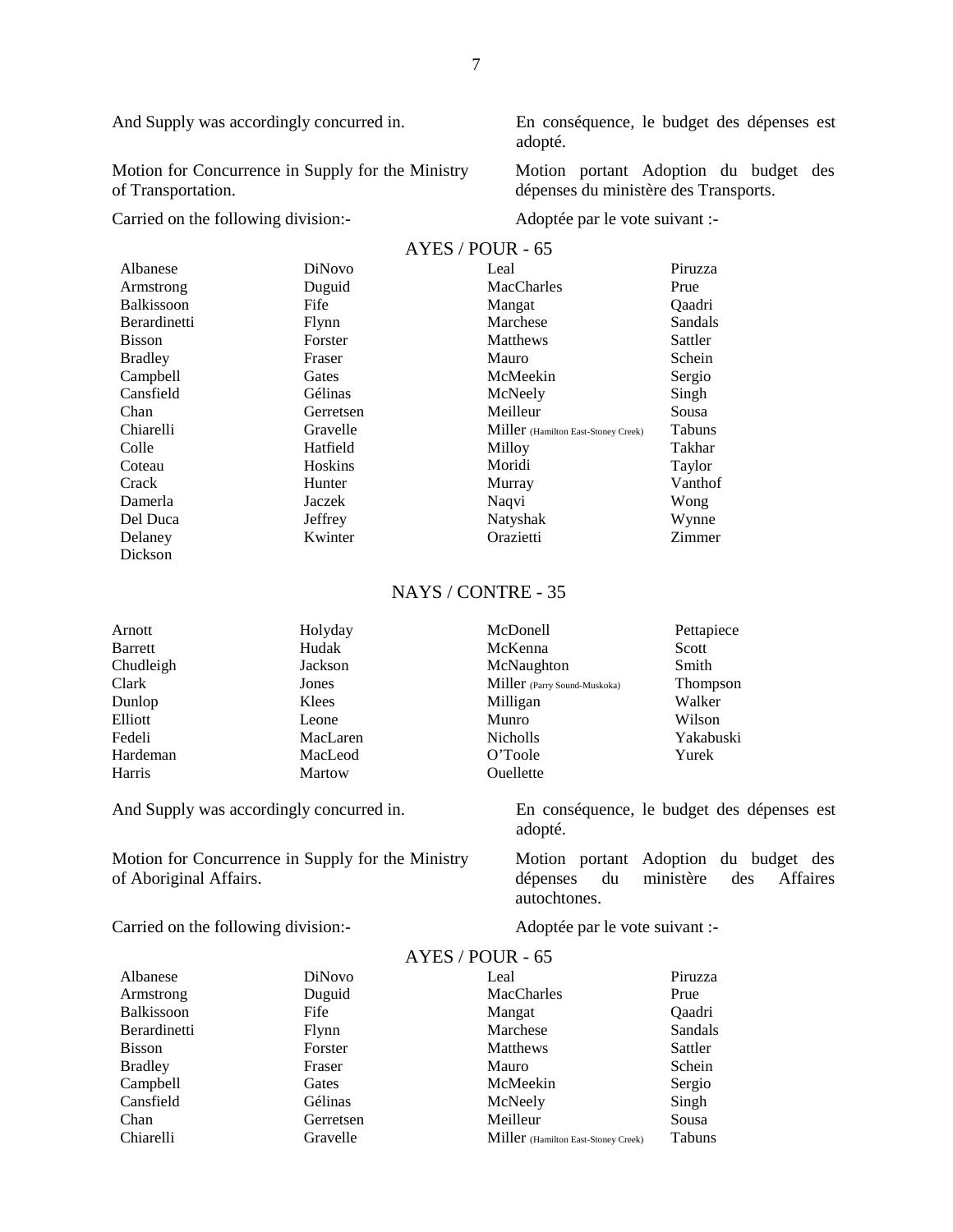And Supply was accordingly concurred in.

En conséquence, le budget des dépenses est adopté.

Motion for Concurrence in Supply for the Ministry of Transportation.

Motion portant Adoption du budget des dépenses du ministère des Transports.

Carried on the following division:-

Adoptée par le vote suivant :-

AYES / POUR - 65

| | | | |
|---|---|---|---|
| Albanese | DiNovo | Leal | Piruzza |
| Armstrong | Duguid | MacCharles | Prue |
| Balkissoon | Fife | Mangat | Qaadri |
| Berardinetti | Flynn | Marchese | Sandals |
| Bisson | Forster | Matthews | Sattler |
| Bradley | Fraser | Mauro | Schein |
| Campbell | Gates | McMeekin | Sergio |
| Cansfield | Gélinas | McNeely | Singh |
| Chan | Gerretsen | Meilleur | Sousa |
| Chiarelli | Gravelle | Miller (Hamilton East-Stoney Creek) | Tabuns |
| Colle | Hatfield | Milloy | Takhar |
| Coteau | Hoskins | Moridi | Taylor |
| Crack | Hunter | Murray | Vanthof |
| Damerla | Jaczek | Naqvi | Wong |
| Del Duca | Jeffrey | Natyshak | Wynne |
| Delaney | Kwinter | Orazietti | Zimmer |
| Dickson | | | |

NAYS / CONTRE - 35

| | | | |
|---|---|---|---|
| Arnott | Holyday | McDonell | Pettapiece |
| Barrett | Hudak | McKenna | Scott |
| Chudleigh | Jackson | McNaughton | Smith |
| Clark | Jones | Miller (Parry Sound-Muskoka) | Thompson |
| Dunlop | Klees | Milligan | Walker |
| Elliott | Leone | Munro | Wilson |
| Fedeli | MacLaren | Nicholls | Yakabuski |
| Hardeman | MacLeod | O'Toole | Yurek |
| Harris | Martow | Ouellette | |

And Supply was accordingly concurred in.

En conséquence, le budget des dépenses est adopté.

Motion for Concurrence in Supply for the Ministry of Aboriginal Affairs.

Motion portant Adoption du budget des dépenses du ministère des Affaires autochtones.

Carried on the following division:-

Adoptée par le vote suivant :-

AYES / POUR - 65

| | | | |
|---|---|---|---|
| Albanese | DiNovo | Leal | Piruzza |
| Armstrong | Duguid | MacCharles | Prue |
| Balkissoon | Fife | Mangat | Qaadri |
| Berardinetti | Flynn | Marchese | Sandals |
| Bisson | Forster | Matthews | Sattler |
| Bradley | Fraser | Mauro | Schein |
| Campbell | Gates | McMeekin | Sergio |
| Cansfield | Gélinas | McNeely | Singh |
| Chan | Gerretsen | Meilleur | Sousa |
| Chiarelli | Gravelle | Miller (Hamilton East-Stoney Creek) | Tabuns |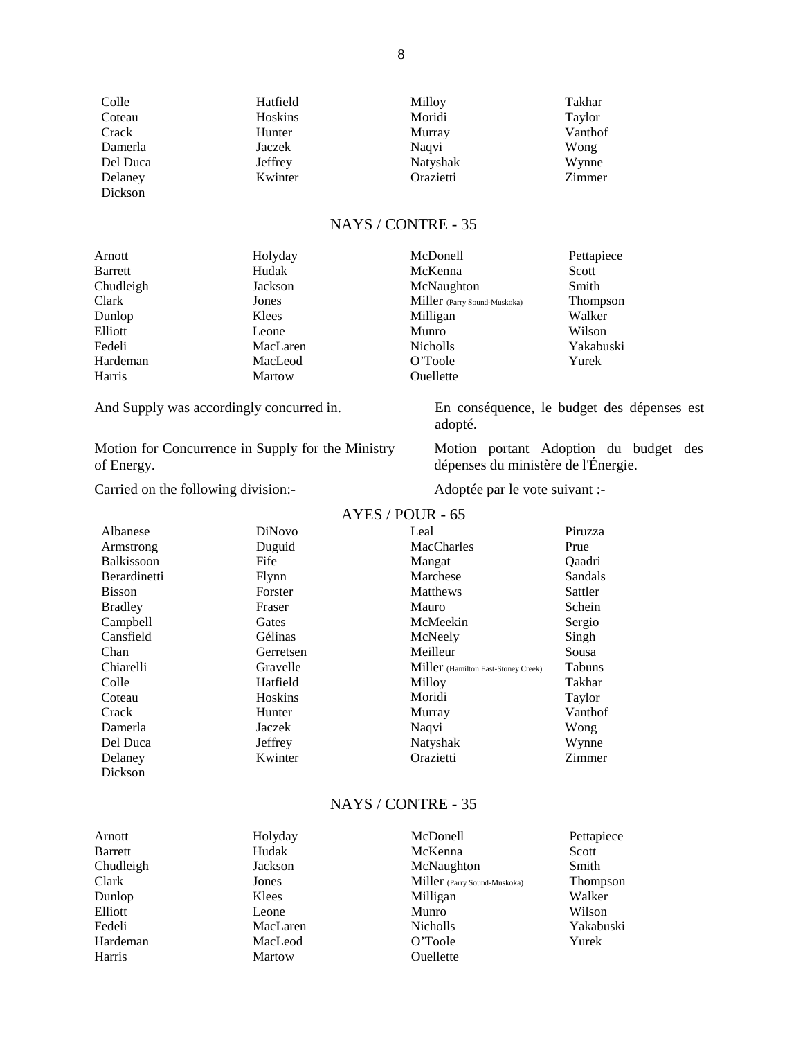| | | | |
|---|---|---|---|
| Colle | Hatfield | Milloy | Takhar |
| Coteau | Hoskins | Moridi | Taylor |
| Crack | Hunter | Murray | Vanthof |
| Damerla | Jaczek | Naqvi | Wong |
| Del Duca | Jeffrey | Natyshak | Wynne |
| Delaney | Kwinter | Orazietti | Zimmer |
| Dickson | | | |

NAYS / CONTRE - 35

| | | | |
|---|---|---|---|
| Arnott | Holyday | McDonell | Pettapiece |
| Barrett | Hudak | McKenna | Scott |
| Chudleigh | Jackson | McNaughton | Smith |
| Clark | Jones | Miller (Parry Sound-Muskoka) | Thompson |
| Dunlop | Klees | Milligan | Walker |
| Elliott | Leone | Munro | Wilson |
| Fedeli | MacLaren | Nicholls | Yakabuski |
| Hardeman | MacLeod | O'Toole | Yurek |
| Harris | Martow | Ouellette | |

And Supply was accordingly concurred in.

En conséquence, le budget des dépenses est adopté.

Motion for Concurrence in Supply for the Ministry of Energy.

Motion portant Adoption du budget des dépenses du ministère de l'Énergie.

Carried on the following division:-

Adoptée par le vote suivant :-

AYES / POUR - 65

| | | | |
|---|---|---|---|
| Albanese | DiNovo | Leal | Piruzza |
| Armstrong | Duguid | MacCharles | Prue |
| Balkissoon | Fife | Mangat | Qaadri |
| Berardinetti | Flynn | Marchese | Sandals |
| Bisson | Forster | Matthews | Sattler |
| Bradley | Fraser | Mauro | Schein |
| Campbell | Gates | McMeekin | Sergio |
| Cansfield | Gélinas | McNeely | Singh |
| Chan | Gerretsen | Meilleur | Sousa |
| Chiarelli | Gravelle | Miller (Hamilton East-Stoney Creek) | Tabuns |
| Colle | Hatfield | Milloy | Takhar |
| Coteau | Hoskins | Moridi | Taylor |
| Crack | Hunter | Murray | Vanthof |
| Damerla | Jaczek | Naqvi | Wong |
| Del Duca | Jeffrey | Natyshak | Wynne |
| Delaney | Kwinter | Orazietti | Zimmer |
| Dickson | | | |

NAYS / CONTRE - 35

| | | | |
|---|---|---|---|
| Arnott | Holyday | McDonell | Pettapiece |
| Barrett | Hudak | McKenna | Scott |
| Chudleigh | Jackson | McNaughton | Smith |
| Clark | Jones | Miller (Parry Sound-Muskoka) | Thompson |
| Dunlop | Klees | Milligan | Walker |
| Elliott | Leone | Munro | Wilson |
| Fedeli | MacLaren | Nicholls | Yakabuski |
| Hardeman | MacLeod | O'Toole | Yurek |
| Harris | Martow | Ouellette | |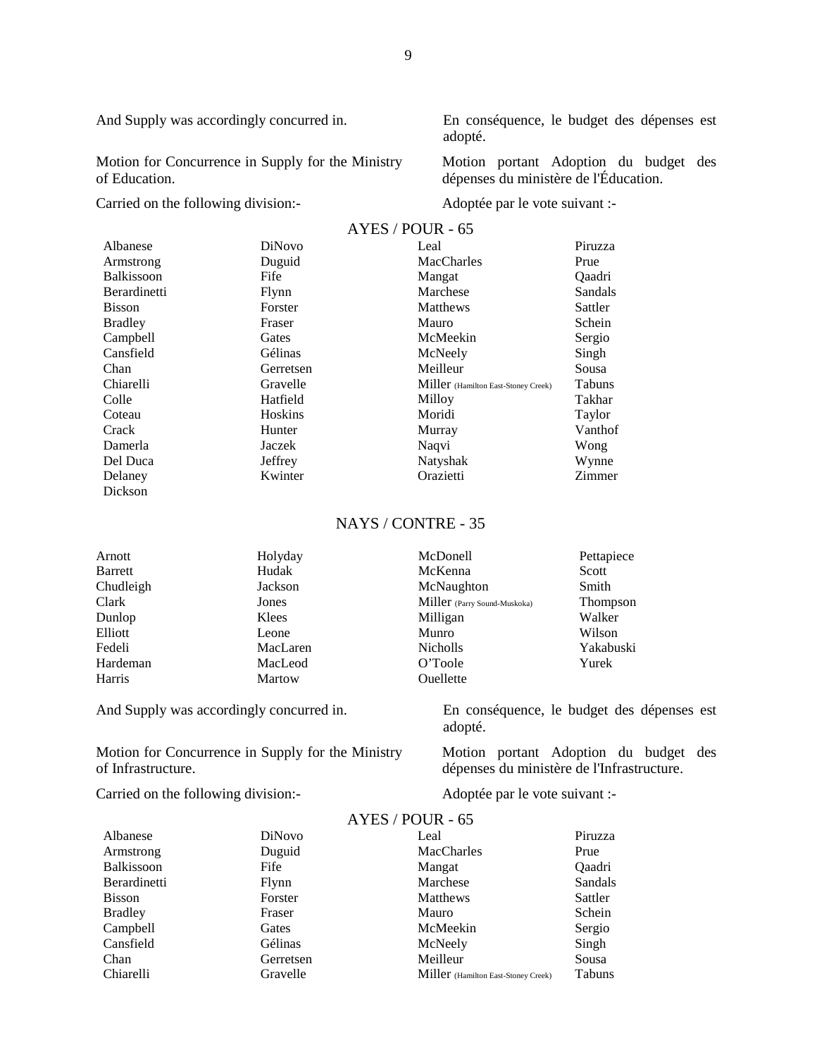And Supply was accordingly concurred in.

En conséquence, le budget des dépenses est adopté.

Motion for Concurrence in Supply for the Ministry of Education.

Motion portant Adoption du budget des dépenses du ministère de l'Éducation.

Carried on the following division:-

Adoptée par le vote suivant :-

AYES / POUR - 65

| | | | |
|---|---|---|---|
| Albanese | DiNovo | Leal | Piruzza |
| Armstrong | Duguid | MacCharles | Prue |
| Balkissoon | Fife | Mangat | Qaadri |
| Berardinetti | Flynn | Marchese | Sandals |
| Bisson | Forster | Matthews | Sattler |
| Bradley | Fraser | Mauro | Schein |
| Campbell | Gates | McMeekin | Sergio |
| Cansfield | Gélinas | McNeely | Singh |
| Chan | Gerretsen | Meilleur | Sousa |
| Chiarelli | Gravelle | Miller (Hamilton East-Stoney Creek) | Tabuns |
| Colle | Hatfield | Milloy | Takhar |
| Coteau | Hoskins | Moridi | Taylor |
| Crack | Hunter | Murray | Vanthof |
| Damerla | Jaczek | Naqvi | Wong |
| Del Duca | Jeffrey | Natyshak | Wynne |
| Delaney | Kwinter | Orazietti | Zimmer |
| Dickson | | | |

NAYS / CONTRE - 35

| | | | |
|---|---|---|---|
| Arnott | Holyday | McDonell | Pettapiece |
| Barrett | Hudak | McKenna | Scott |
| Chudleigh | Jackson | McNaughton | Smith |
| Clark | Jones | Miller (Parry Sound-Muskoka) | Thompson |
| Dunlop | Klees | Milligan | Walker |
| Elliott | Leone | Munro | Wilson |
| Fedeli | MacLaren | Nicholls | Yakabuski |
| Hardeman | MacLeod | O'Toole | Yurek |
| Harris | Martow | Ouellette | |

And Supply was accordingly concurred in.

En conséquence, le budget des dépenses est adopté.

Motion for Concurrence in Supply for the Ministry of Infrastructure.

Motion portant Adoption du budget des dépenses du ministère de l'Infrastructure.

Carried on the following division:-

Adoptée par le vote suivant :-

AYES / POUR - 65

| | | | |
|---|---|---|---|
| Albanese | DiNovo | Leal | Piruzza |
| Armstrong | Duguid | MacCharles | Prue |
| Balkissoon | Fife | Mangat | Qaadri |
| Berardinetti | Flynn | Marchese | Sandals |
| Bisson | Forster | Matthews | Sattler |
| Bradley | Fraser | Mauro | Schein |
| Campbell | Gates | McMeekin | Sergio |
| Cansfield | Gélinas | McNeely | Singh |
| Chan | Gerretsen | Meilleur | Sousa |
| Chiarelli | Gravelle | Miller (Hamilton East-Stoney Creek) | Tabuns |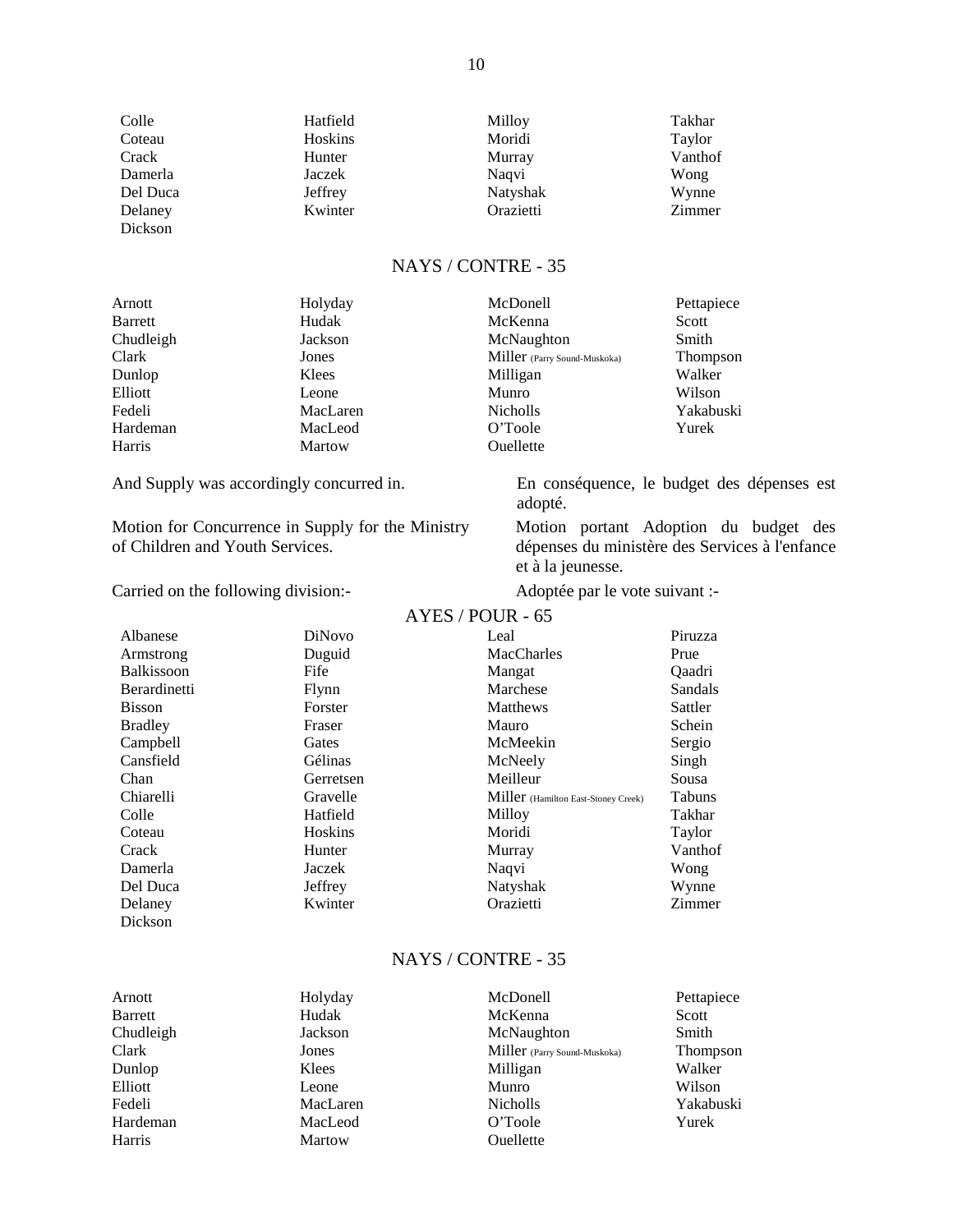| | | | |
|---|---|---|---|
| Colle | Hatfield | Milloy | Takhar |
| Coteau | Hoskins | Moridi | Taylor |
| Crack | Hunter | Murray | Vanthof |
| Damerla | Jaczek | Naqvi | Wong |
| Del Duca | Jeffrey | Natyshak | Wynne |
| Delaney | Kwinter | Orazietti | Zimmer |
| Dickson | | | |

NAYS / CONTRE - 35

| | | | |
|---|---|---|---|
| Arnott | Holyday | McDonell | Pettapiece |
| Barrett | Hudak | McKenna | Scott |
| Chudleigh | Jackson | McNaughton | Smith |
| Clark | Jones | Miller (Parry Sound-Muskoka) | Thompson |
| Dunlop | Klees | Milligan | Walker |
| Elliott | Leone | Munro | Wilson |
| Fedeli | MacLaren | Nicholls | Yakabuski |
| Hardeman | MacLeod | O'Toole | Yurek |
| Harris | Martow | Ouellette | |

And Supply was accordingly concurred in.

En conséquence, le budget des dépenses est adopté.

Motion for Concurrence in Supply for the Ministry of Children and Youth Services.

Motion portant Adoption du budget des dépenses du ministère des Services à l'enfance et à la jeunesse.

Carried on the following division:-

Adoptée par le vote suivant :-

AYES / POUR - 65

| | | | |
|---|---|---|---|
| Albanese | DiNovo | Leal | Piruzza |
| Armstrong | Duguid | MacCharles | Prue |
| Balkissoon | Fife | Mangat | Qaadri |
| Berardinetti | Flynn | Marchese | Sandals |
| Bisson | Forster | Matthews | Sattler |
| Bradley | Fraser | Mauro | Schein |
| Campbell | Gates | McMeekin | Sergio |
| Cansfield | Gélinas | McNeely | Singh |
| Chan | Gerretsen | Meilleur | Sousa |
| Chiarelli | Gravelle | Miller (Hamilton East-Stoney Creek) | Tabuns |
| Colle | Hatfield | Milloy | Takhar |
| Coteau | Hoskins | Moridi | Taylor |
| Crack | Hunter | Murray | Vanthof |
| Damerla | Jaczek | Naqvi | Wong |
| Del Duca | Jeffrey | Natyshak | Wynne |
| Delaney | Kwinter | Orazietti | Zimmer |
| Dickson | | | |

NAYS / CONTRE - 35

| | | | |
|---|---|---|---|
| Arnott | Holyday | McDonell | Pettapiece |
| Barrett | Hudak | McKenna | Scott |
| Chudleigh | Jackson | McNaughton | Smith |
| Clark | Jones | Miller (Parry Sound-Muskoka) | Thompson |
| Dunlop | Klees | Milligan | Walker |
| Elliott | Leone | Munro | Wilson |
| Fedeli | MacLaren | Nicholls | Yakabuski |
| Hardeman | MacLeod | O'Toole | Yurek |
| Harris | Martow | Ouellette | |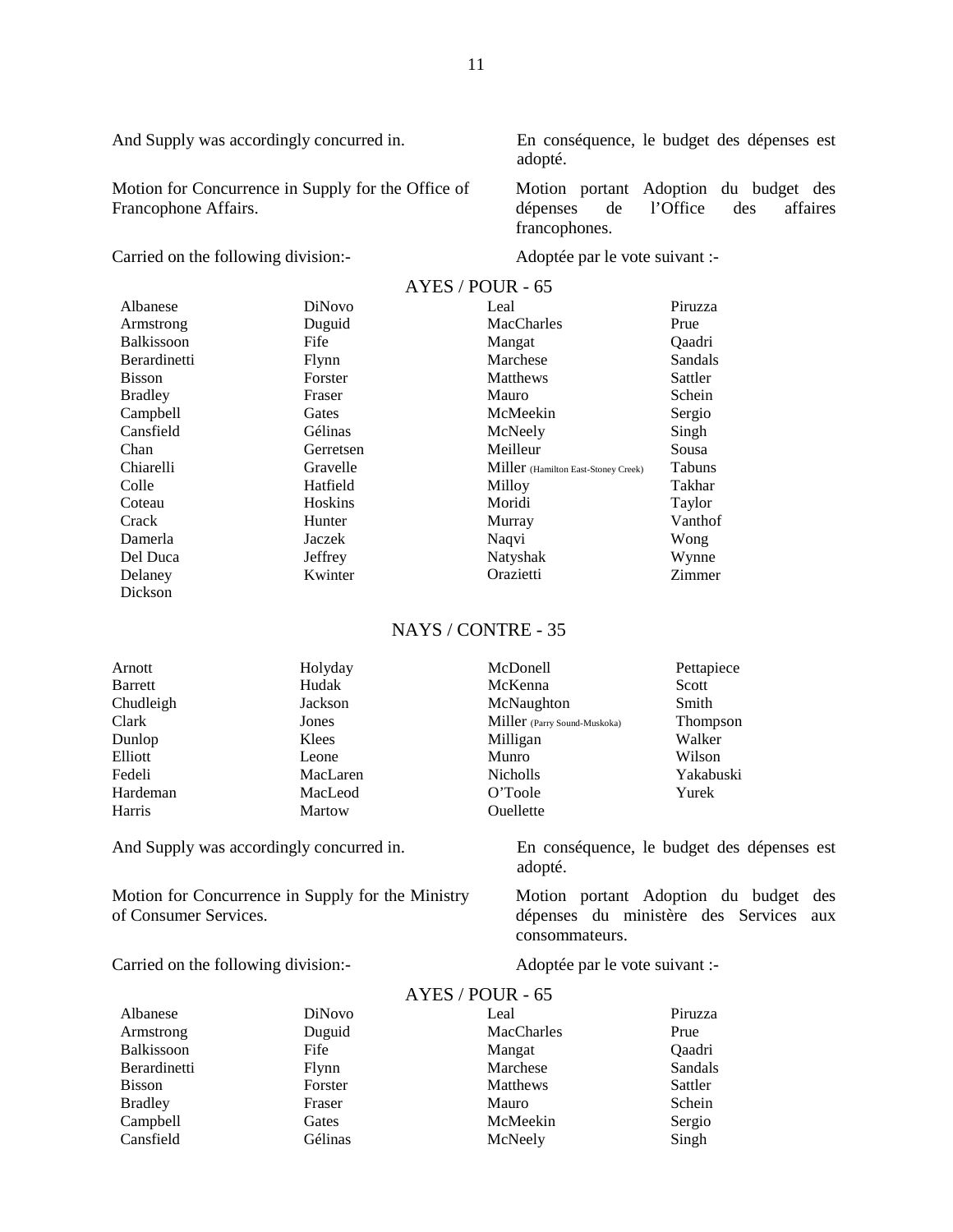And Supply was accordingly concurred in.

En conséquence, le budget des dépenses est adopté.

Motion for Concurrence in Supply for the Office of Francophone Affairs.

Motion portant Adoption du budget des dépenses de l'Office des affaires francophones.

Carried on the following division:-

Adoptée par le vote suivant :-

AYES / POUR - 65

| | | | |
|---|---|---|---|
| Albanese | DiNovo | Leal | Piruzza |
| Armstrong | Duguid | MacCharles | Prue |
| Balkissoon | Fife | Mangat | Qaadri |
| Berardinetti | Flynn | Marchese | Sandals |
| Bisson | Forster | Matthews | Sattler |
| Bradley | Fraser | Mauro | Schein |
| Campbell | Gates | McMeekin | Sergio |
| Cansfield | Gélinas | McNeely | Singh |
| Chan | Gerretsen | Meilleur | Sousa |
| Chiarelli | Gravelle | Miller (Hamilton East-Stoney Creek) | Tabuns |
| Colle | Hatfield | Milloy | Takhar |
| Coteau | Hoskins | Moridi | Taylor |
| Crack | Hunter | Murray | Vanthof |
| Damerla | Jaczek | Naqvi | Wong |
| Del Duca | Jeffrey | Natyshak | Wynne |
| Delaney | Kwinter | Orazietti | Zimmer |
| Dickson | | | |

NAYS / CONTRE - 35

| | | | |
|---|---|---|---|
| Arnott | Holyday | McDonell | Pettapiece |
| Barrett | Hudak | McKenna | Scott |
| Chudleigh | Jackson | McNaughton | Smith |
| Clark | Jones | Miller (Parry Sound-Muskoka) | Thompson |
| Dunlop | Klees | Milligan | Walker |
| Elliott | Leone | Munro | Wilson |
| Fedeli | MacLaren | Nicholls | Yakabuski |
| Hardeman | MacLeod | O'Toole | Yurek |
| Harris | Martow | Ouellette | |

And Supply was accordingly concurred in.

En conséquence, le budget des dépenses est adopté.

Motion for Concurrence in Supply for the Ministry of Consumer Services.

Motion portant Adoption du budget des dépenses du ministère des Services aux consommateurs.

Carried on the following division:-

Adoptée par le vote suivant :-

AYES / POUR - 65

| | | | |
|---|---|---|---|
| Albanese | DiNovo | Leal | Piruzza |
| Armstrong | Duguid | MacCharles | Prue |
| Balkissoon | Fife | Mangat | Qaadri |
| Berardinetti | Flynn | Marchese | Sandals |
| Bisson | Forster | Matthews | Sattler |
| Bradley | Fraser | Mauro | Schein |
| Campbell | Gates | McMeekin | Sergio |
| Cansfield | Gélinas | McNeely | Singh |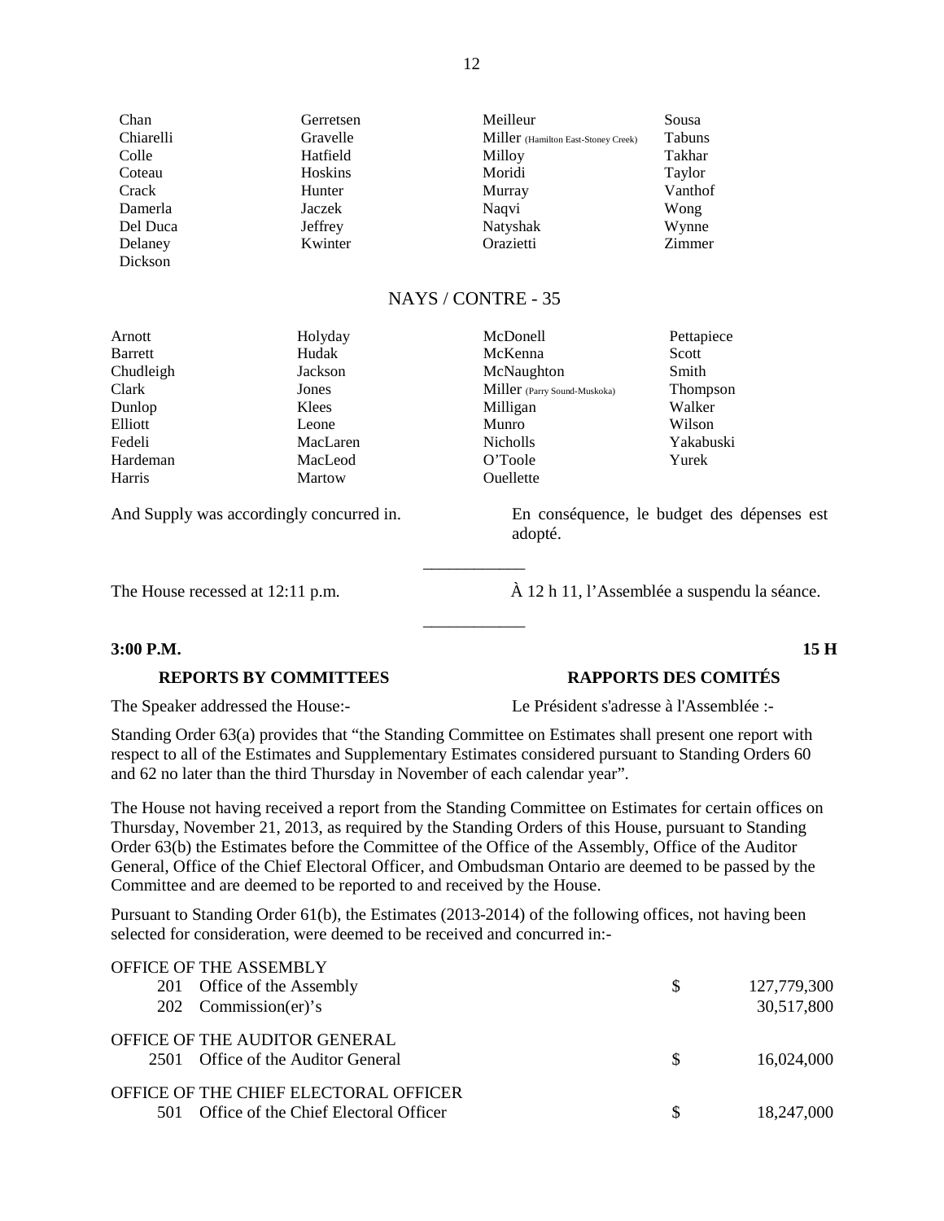| | | | |
|---|---|---|---|
| Chan | Gerretsen | Meilleur | Sousa |
| Chiarelli | Gravelle | Miller (Hamilton East-Stoney Creek) | Tabuns |
| Colle | Hatfield | Milloy | Takhar |
| Coteau | Hoskins | Moridi | Taylor |
| Crack | Hunter | Murray | Vanthof |
| Damerla | Jaczek | Naqvi | Wong |
| Del Duca | Jeffrey | Natyshak | Wynne |
| Delaney | Kwinter | Orazietti | Zimmer |
| Dickson | | | |

NAYS / CONTRE - 35

| | | | |
|---|---|---|---|
| Arnott | Holyday | McDonell | Pettapiece |
| Barrett | Hudak | McKenna | Scott |
| Chudleigh | Jackson | McNaughton | Smith |
| Clark | Jones | Miller (Parry Sound-Muskoka) | Thompson |
| Dunlop | Klees | Milligan | Walker |
| Elliott | Leone | Munro | Wilson |
| Fedeli | MacLaren | Nicholls | Yakabuski |
| Hardeman | MacLeod | O'Toole | Yurek |
| Harris | Martow | Ouellette | |

And Supply was accordingly concurred in.

En conséquence, le budget des dépenses est adopté.

---

The House recessed at 12:11 p.m.

À 12 h 11, l'Assemblée a suspendu la séance.

---

**3:00 P.M.** **15 H**

**REPORTS BY COMMITTEES** **RAPPORTS DES COMITÉS**

The Speaker addressed the House:-

Le Président s'adresse à l'Assemblée :-

Standing Order 63(a) provides that "the Standing Committee on Estimates shall present one report with respect to all of the Estimates and Supplementary Estimates considered pursuant to Standing Orders 60 and 62 no later than the third Thursday in November of each calendar year".

The House not having received a report from the Standing Committee on Estimates for certain offices on Thursday, November 21, 2013, as required by the Standing Orders of this House, pursuant to Standing Order 63(b) the Estimates before the Committee of the Office of the Assembly, Office of the Auditor General, Office of the Chief Electoral Officer, and Ombudsman Ontario are deemed to be passed by the Committee and are deemed to be reported to and received by the House.

Pursuant to Standing Order 61(b), the Estimates (2013-2014) of the following offices, not having been selected for consideration, were deemed to be received and concurred in:-

| | | | |
|---|---|---|---|
| OFFICE OF THE ASSEMBLY | | | |
| 201 | Office of the Assembly | $ | 127,779,300 |
| 202 | Commission(er)'s | | 30,517,800 |
| OFFICE OF THE AUDITOR GENERAL | | | |
| 2501 | Office of the Auditor General | $ | 16,024,000 |
| OFFICE OF THE CHIEF ELECTORAL OFFICER | | | |
| 501 | Office of the Chief Electoral Officer | $ | 18,247,000 |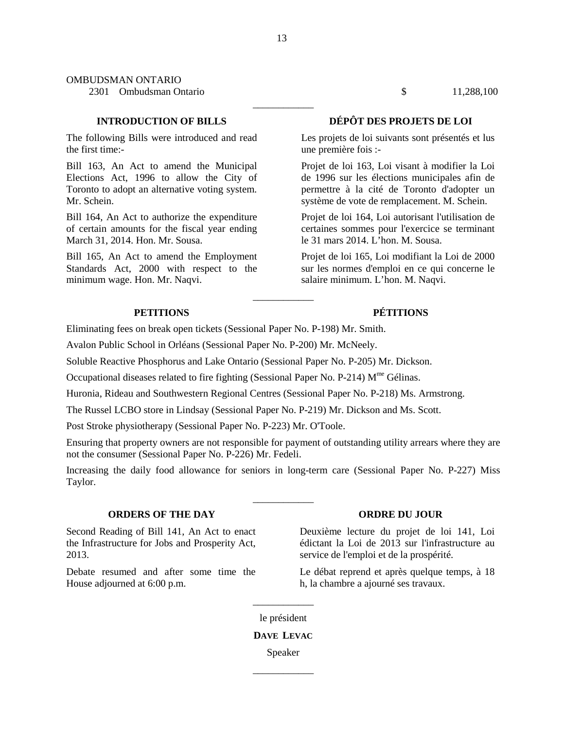OMBUDSMAN ONTARIO

| | | |
|---|---|---|
| 2301 Ombudsman Ontario | $ | 11,288,100 |

---

**INTRODUCTION OF BILLS**

The following Bills were introduced and read the first time:-

Bill 163, An Act to amend the Municipal Elections Act, 1996 to allow the City of Toronto to adopt an alternative voting system. Mr. Schein.

Bill 164, An Act to authorize the expenditure of certain amounts for the fiscal year ending March 31, 2014. Hon. Mr. Sousa.

Bill 165, An Act to amend the Employment Standards Act, 2000 with respect to the minimum wage. Hon. Mr. Naqvi.

**DÉPÔT DES PROJETS DE LOI**

Les projets de loi suivants sont présentés et lus une première fois :-

Projet de loi 163, Loi visant à modifier la Loi de 1996 sur les élections municipales afin de permettre à la cité de Toronto d'adopter un système de vote de remplacement. M. Schein.

Projet de loi 164, Loi autorisant l'utilisation de certaines sommes pour l'exercice se terminant le 31 mars 2014. L'hon. M. Sousa.

Projet de loi 165, Loi modifiant la Loi de 2000 sur les normes d'emploi en ce qui concerne le salaire minimum. L'hon. M. Naqvi.

---

**PETITIONS** / **PÉTITIONS**

Eliminating fees on break open tickets (Sessional Paper No. P-198) Mr. Smith.

Avalon Public School in Orléans (Sessional Paper No. P-200) Mr. McNeely.

Soluble Reactive Phosphorus and Lake Ontario (Sessional Paper No. P-205) Mr. Dickson.

Occupational diseases related to fire fighting (Sessional Paper No. P-214) Mme Gélinas.

Huronia, Rideau and Southwestern Regional Centres (Sessional Paper No. P-218) Ms. Armstrong.

The Russel LCBO store in Lindsay (Sessional Paper No. P-219) Mr. Dickson and Ms. Scott.

Post Stroke physiotherapy (Sessional Paper No. P-223) Mr. O'Toole.

Ensuring that property owners are not responsible for payment of outstanding utility arrears where they are not the consumer (Sessional Paper No. P-226) Mr. Fedeli.

Increasing the daily food allowance for seniors in long-term care (Sessional Paper No. P-227) Miss Taylor.

---

**ORDERS OF THE DAY**

Second Reading of Bill 141, An Act to enact the Infrastructure for Jobs and Prosperity Act, 2013.

Debate resumed and after some time the House adjourned at 6:00 p.m.

**ORDRE DU JOUR**

Deuxième lecture du projet de loi 141, Loi édictant la Loi de 2013 sur l'infrastructure au service de l'emploi et de la prospérité.

Le débat reprend et après quelque temps, à 18 h, la chambre a ajourné ses travaux.

---

le président

**DAVE LEVAC**

Speaker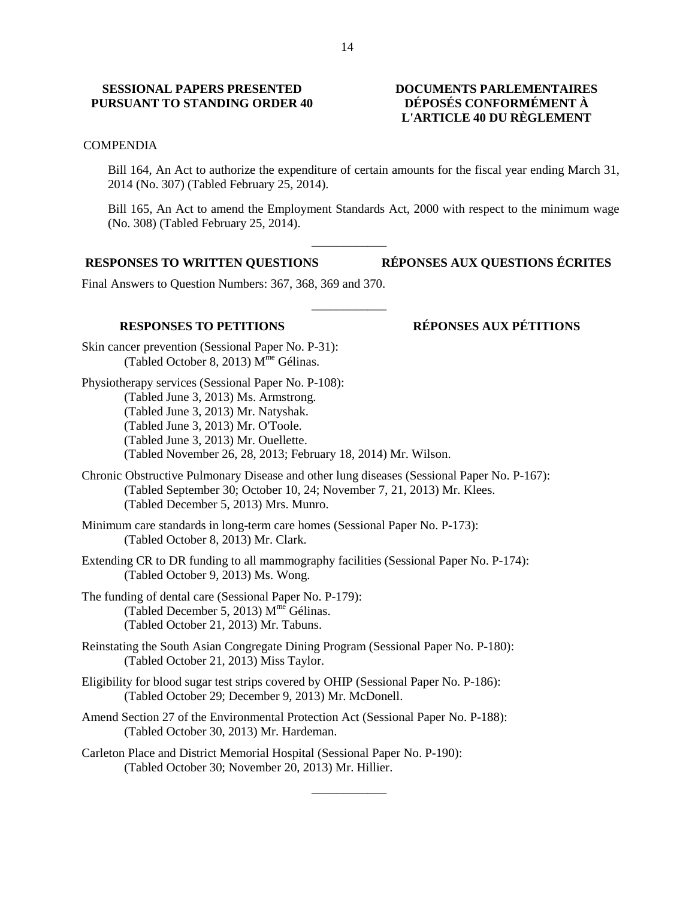## SESSIONAL PAPERS PRESENTED PURSUANT TO STANDING ORDER 40

## DOCUMENTS PARLEMENTAIRES DÉPOSÉS CONFORMÉMENT À L'ARTICLE 40 DU RÈGLEMENT

COMPENDIA

Bill 164, An Act to authorize the expenditure of certain amounts for the fiscal year ending March 31, 2014 (No. 307) (Tabled February 25, 2014).

Bill 165, An Act to amend the Employment Standards Act, 2000 with respect to the minimum wage (No. 308) (Tabled February 25, 2014).

---

## RESPONSES TO WRITTEN QUESTIONS

## RÉPONSES AUX QUESTIONS ÉCRITES

Final Answers to Question Numbers: 367, 368, 369 and 370.

---

## RESPONSES TO PETITIONS

## RÉPONSES AUX PÉTITIONS

Skin cancer prevention (Sessional Paper No. P-31):
(Tabled October 8, 2013) M[me] Gélinas.

Physiotherapy services (Sessional Paper No. P-108):
(Tabled June 3, 2013) Ms. Armstrong.
(Tabled June 3, 2013) Mr. Natyshak.
(Tabled June 3, 2013) Mr. O'Toole.
(Tabled June 3, 2013) Mr. Ouellette.
(Tabled November 26, 28, 2013; February 18, 2014) Mr. Wilson.

Chronic Obstructive Pulmonary Disease and other lung diseases (Sessional Paper No. P-167):
(Tabled September 30; October 10, 24; November 7, 21, 2013) Mr. Klees.
(Tabled December 5, 2013) Mrs. Munro.

Minimum care standards in long-term care homes (Sessional Paper No. P-173):
(Tabled October 8, 2013) Mr. Clark.

Extending CR to DR funding to all mammography facilities (Sessional Paper No. P-174):
(Tabled October 9, 2013) Ms. Wong.

The funding of dental care (Sessional Paper No. P-179):
(Tabled December 5, 2013) M[me] Gélinas.
(Tabled October 21, 2013) Mr. Tabuns.

Reinstating the South Asian Congregate Dining Program (Sessional Paper No. P-180):
(Tabled October 21, 2013) Miss Taylor.

Eligibility for blood sugar test strips covered by OHIP (Sessional Paper No. P-186):
(Tabled October 29; December 9, 2013) Mr. McDonell.

Amend Section 27 of the Environmental Protection Act (Sessional Paper No. P-188):
(Tabled October 30, 2013) Mr. Hardeman.

Carleton Place and District Memorial Hospital (Sessional Paper No. P-190):
(Tabled October 30; November 20, 2013) Mr. Hillier.

---